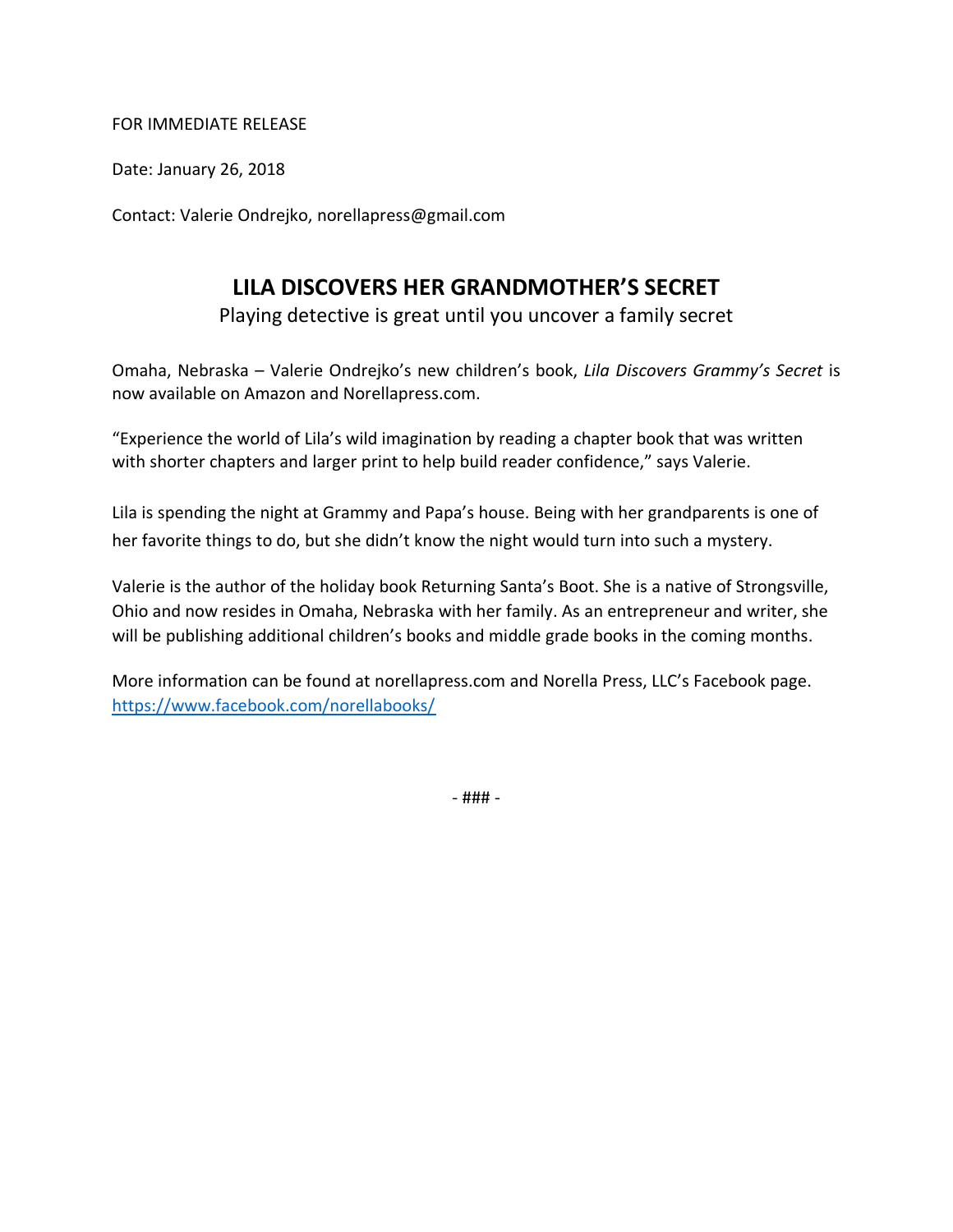FOR IMMEDIATE RELEASE

Date: January 26, 2018

Contact: Valerie Ondrejko, norellapress@gmail.com

# LILA DISCOVERS HER GRANDMOTHER'S SECRET

Playing detective is great until you uncover a family secret

Omaha, Nebraska – Valerie Ondrejko's new children's book, *Lila Discovers Grammy's Secret* is now available on Amazon and Norellapress.com.

"Experience the world of Lila's wild imagination by reading a chapter book that was written with shorter chapters and larger print to help build reader confidence," says Valerie.

Lila is spending the night at Grammy and Papa's house. Being with her grandparents is one of her favorite things to do, but she didn't know the night would turn into such a mystery.

Valerie is the author of the holiday book Returning Santa's Boot. She is a native of Strongsville, Ohio and now resides in Omaha, Nebraska with her family. As an entrepreneur and writer, she will be publishing additional children's books and middle grade books in the coming months.

More information can be found at norellapress.com and Norella Press, LLC's Facebook page. https://www.facebook.com/norellabooks/

- ### -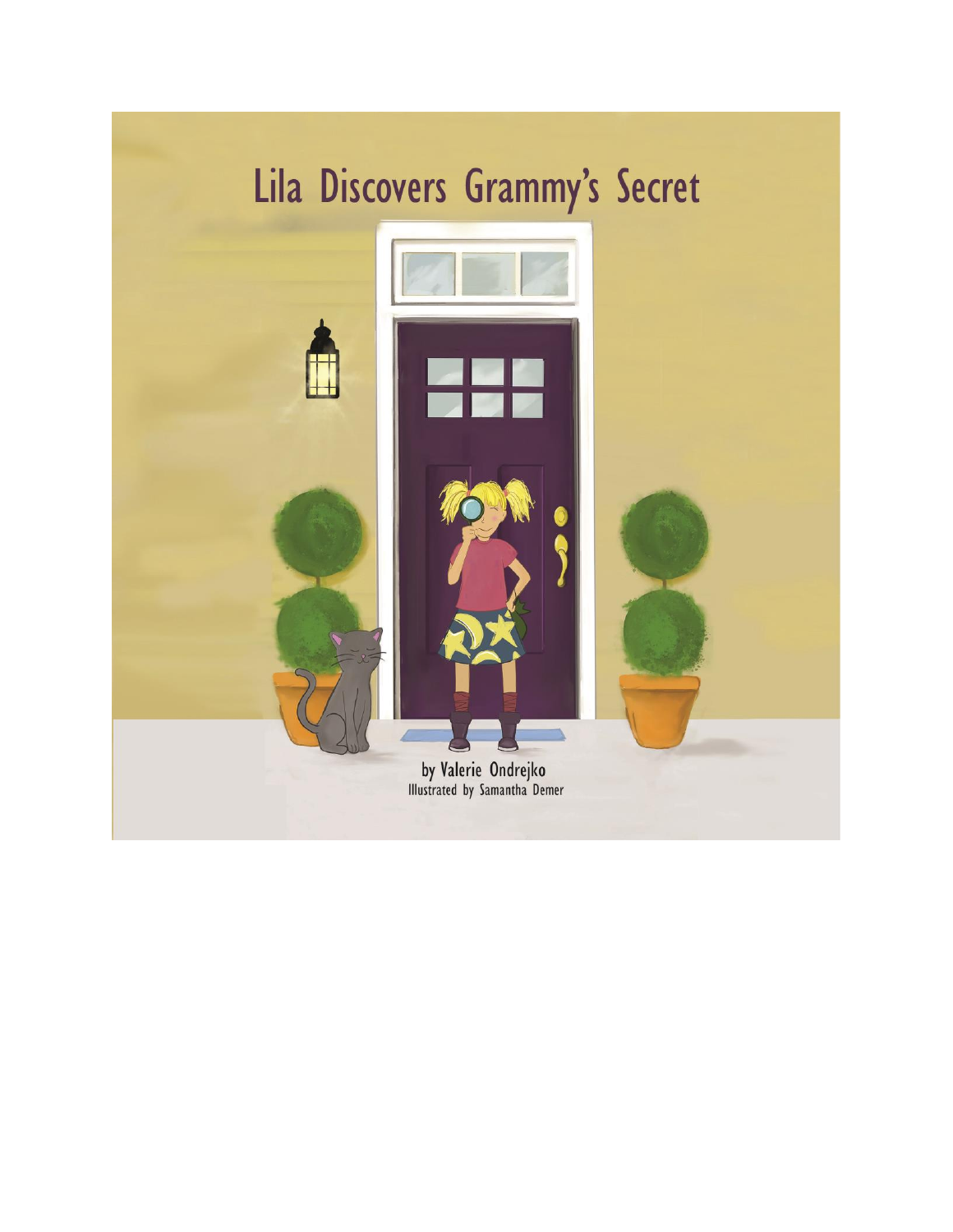# Lila Discovers Grammy's Secret

by Valerie Ondrejko
Illustrated by Samantha Demer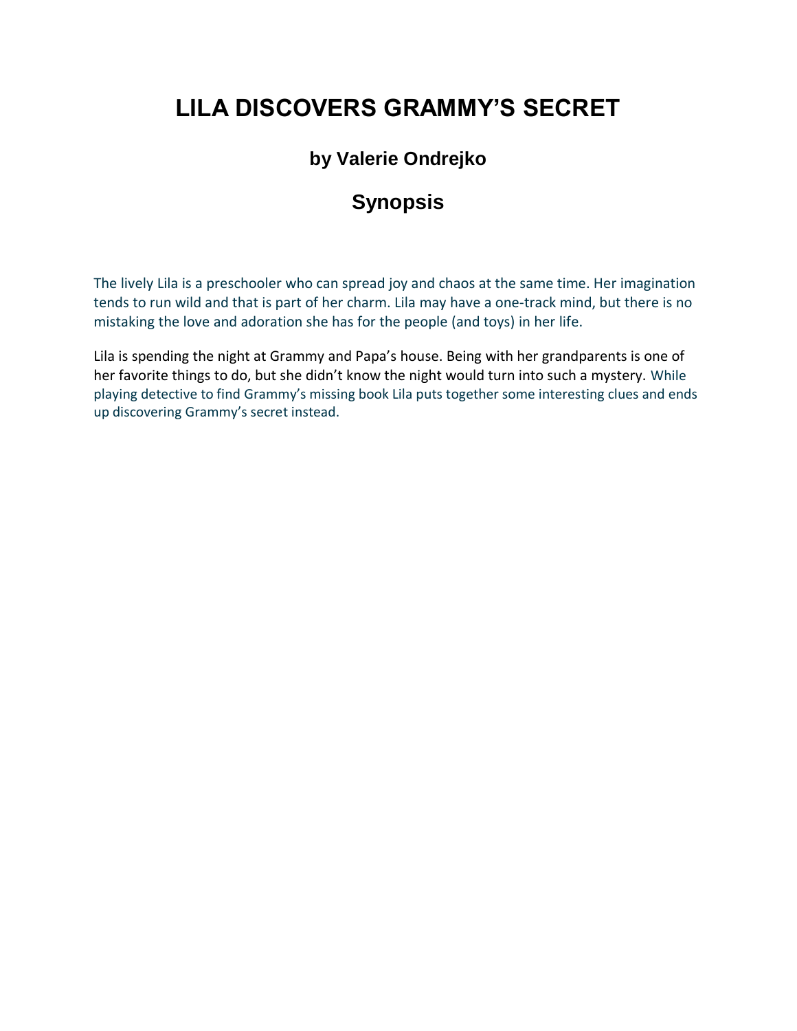# LILA DISCOVERS GRAMMY'S SECRET

### by Valerie Ondrejko

## Synopsis

The lively Lila is a preschooler who can spread joy and chaos at the same time. Her imagination tends to run wild and that is part of her charm. Lila may have a one-track mind, but there is no mistaking the love and adoration she has for the people (and toys) in her life.

Lila is spending the night at Grammy and Papa's house. Being with her grandparents is one of her favorite things to do, but she didn't know the night would turn into such a mystery. While playing detective to find Grammy's missing book Lila puts together some interesting clues and ends up discovering Grammy's secret instead.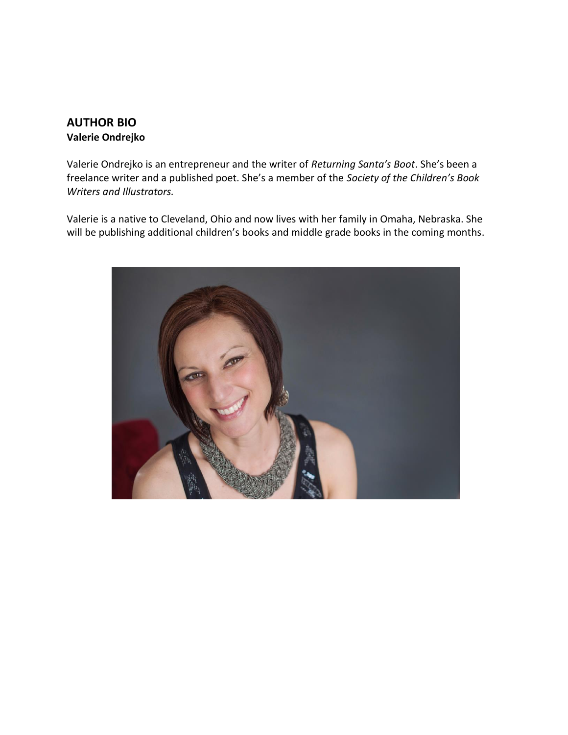## AUTHOR BIO

**Valerie Ondrejko**

Valerie Ondrejko is an entrepreneur and the writer of *Returning Santa's Boot*. She's been a freelance writer and a published poet. She's a member of the *Society of the Children's Book Writers and Illustrators.*

Valerie is a native to Cleveland, Ohio and now lives with her family in Omaha, Nebraska. She will be publishing additional children's books and middle grade books in the coming months.